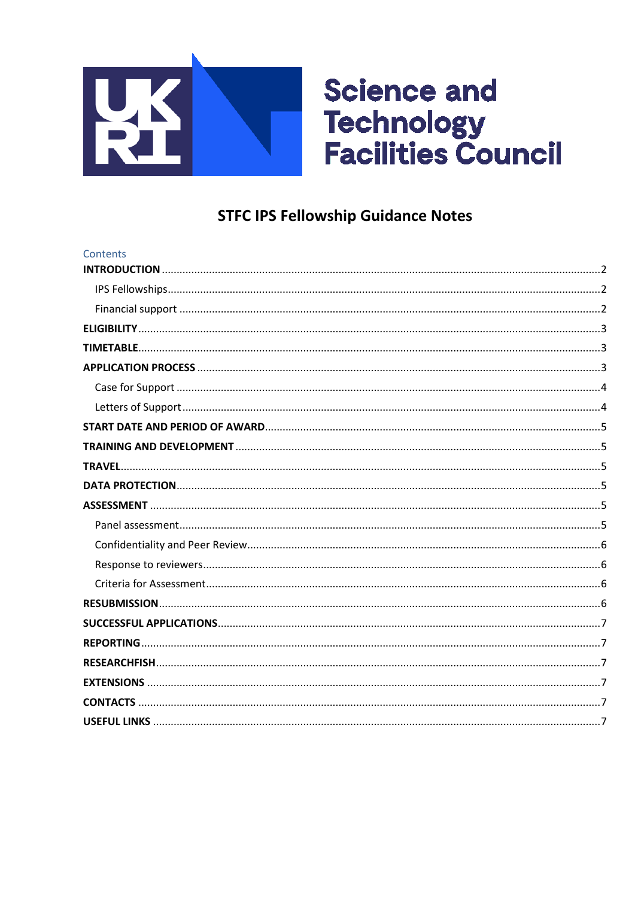Science and Technology Facilities Council

# STFC IPS Fellowship Guidance Notes

Contents

**INTRODUCTION** .....2

- IPS Fellowships .....2
- Financial support .....2

**ELIGIBILITY** .....3

**TIMETABLE** .....3

**APPLICATION PROCESS** .....3

- Case for Support .....4
- Letters of Support .....4

**START DATE AND PERIOD OF AWARD** .....5

**TRAINING AND DEVELOPMENT** .....5

**TRAVEL** .....5

**DATA PROTECTION** .....5

**ASSESSMENT** .....5

- Panel assessment .....5
- Confidentiality and Peer Review .....6
- Response to reviewers .....6
- Criteria for Assessment .....6

**RESUBMISSION** .....6

**SUCCESSFUL APPLICATIONS** .....7

**REPORTING** .....7

**RESEARCHFISH** .....7

**EXTENSIONS** .....7

**CONTACTS** .....7

**USEFUL LINKS** .....7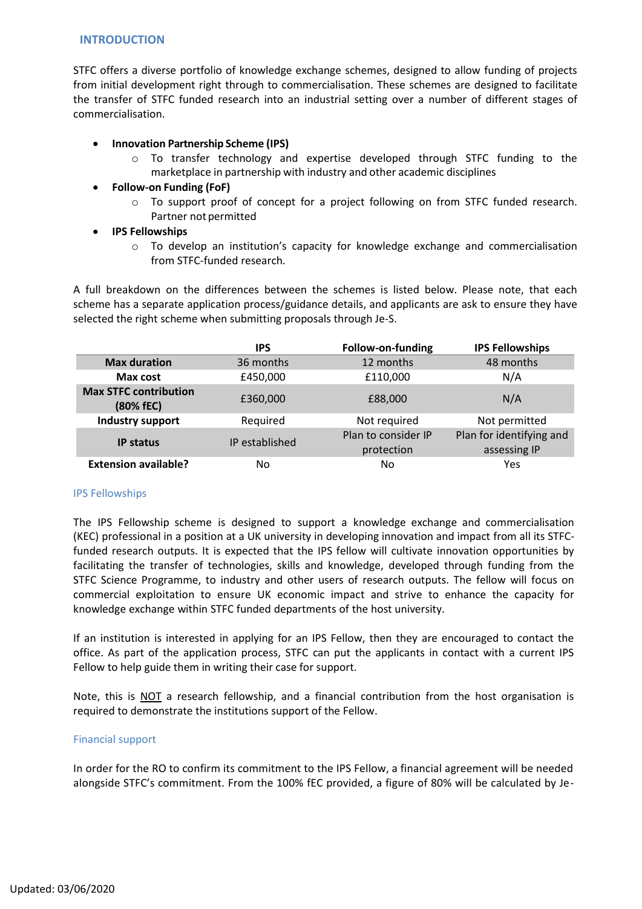## INTRODUCTION

STFC offers a diverse portfolio of knowledge exchange schemes, designed to allow funding of projects from initial development right through to commercialisation. These schemes are designed to facilitate the transfer of STFC funded research into an industrial setting over a number of different stages of commercialisation.

- **Innovation Partnership Scheme (IPS)**
  - To transfer technology and expertise developed through STFC funding to the marketplace in partnership with industry and other academic disciplines
- **Follow-on Funding (FoF)**
  - To support proof of concept for a project following on from STFC funded research. Partner not permitted
- **IPS Fellowships**
  - To develop an institution's capacity for knowledge exchange and commercialisation from STFC-funded research.

A full breakdown on the differences between the schemes is listed below. Please note, that each scheme has a separate application process/guidance details, and applicants are ask to ensure they have selected the right scheme when submitting proposals through Je-S.

| | **IPS** | **Follow-on-funding** | **IPS Fellowships** |
|---|---|---|---|
| **Max duration** | 36 months | 12 months | 48 months |
| **Max cost** | £450,000 | £110,000 | N/A |
| **Max STFC contribution (80% fEC)** | £360,000 | £88,000 | N/A |
| **Industry support** | Required | Not required | Not permitted |
| **IP status** | IP established | Plan to consider IP protection | Plan for identifying and assessing IP |
| **Extension available?** | No | No | Yes |

### IPS Fellowships

The IPS Fellowship scheme is designed to support a knowledge exchange and commercialisation (KEC) professional in a position at a UK university in developing innovation and impact from all its STFC-funded research outputs. It is expected that the IPS fellow will cultivate innovation opportunities by facilitating the transfer of technologies, skills and knowledge, developed through funding from the STFC Science Programme, to industry and other users of research outputs. The fellow will focus on commercial exploitation to ensure UK economic impact and strive to enhance the capacity for knowledge exchange within STFC funded departments of the host university.

If an institution is interested in applying for an IPS Fellow, then they are encouraged to contact the office. As part of the application process, STFC can put the applicants in contact with a current IPS Fellow to help guide them in writing their case for support.

Note, this is NOT a research fellowship, and a financial contribution from the host organisation is required to demonstrate the institutions support of the Fellow.

### Financial support

In order for the RO to confirm its commitment to the IPS Fellow, a financial agreement will be needed alongside STFC's commitment. From the 100% fEC provided, a figure of 80% will be calculated by Je-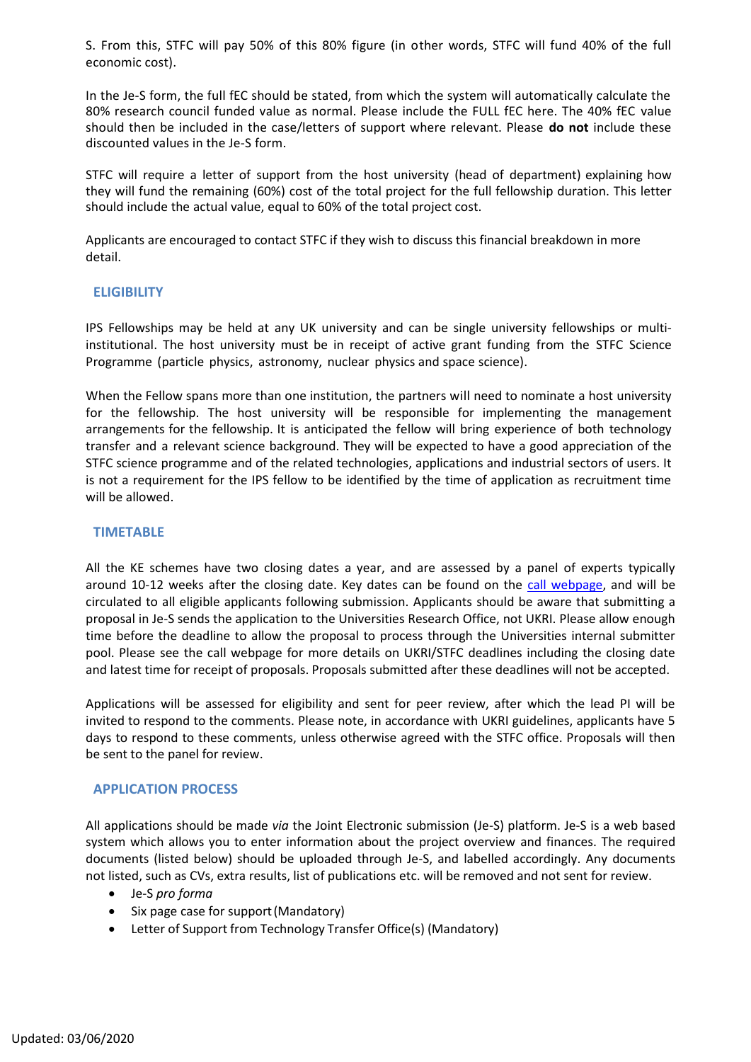S. From this, STFC will pay 50% of this 80% figure (in other words, STFC will fund 40% of the full economic cost).

In the Je-S form, the full fEC should be stated, from which the system will automatically calculate the 80% research council funded value as normal. Please include the FULL fEC here. The 40% fEC value should then be included in the case/letters of support where relevant. Please **do not** include these discounted values in the Je-S form.

STFC will require a letter of support from the host university (head of department) explaining how they will fund the remaining (60%) cost of the total project for the full fellowship duration. This letter should include the actual value, equal to 60% of the total project cost.

Applicants are encouraged to contact STFC if they wish to discuss this financial breakdown in more detail.

## ELIGIBILITY

IPS Fellowships may be held at any UK university and can be single university fellowships or multi-institutional. The host university must be in receipt of active grant funding from the STFC Science Programme (particle physics, astronomy, nuclear physics and space science).

When the Fellow spans more than one institution, the partners will need to nominate a host university for the fellowship. The host university will be responsible for implementing the management arrangements for the fellowship. It is anticipated the fellow will bring experience of both technology transfer and a relevant science background. They will be expected to have a good appreciation of the STFC science programme and of the related technologies, applications and industrial sectors of users. It is not a requirement for the IPS fellow to be identified by the time of application as recruitment time will be allowed.

## TIMETABLE

All the KE schemes have two closing dates a year, and are assessed by a panel of experts typically around 10-12 weeks after the closing date. Key dates can be found on the call webpage, and will be circulated to all eligible applicants following submission. Applicants should be aware that submitting a proposal in Je-S sends the application to the Universities Research Office, not UKRI. Please allow enough time before the deadline to allow the proposal to process through the Universities internal submitter pool. Please see the call webpage for more details on UKRI/STFC deadlines including the closing date and latest time for receipt of proposals. Proposals submitted after these deadlines will not be accepted.

Applications will be assessed for eligibility and sent for peer review, after which the lead PI will be invited to respond to the comments. Please note, in accordance with UKRI guidelines, applicants have 5 days to respond to these comments, unless otherwise agreed with the STFC office. Proposals will then be sent to the panel for review.

## APPLICATION PROCESS

All applications should be made *via* the Joint Electronic submission (Je-S) platform. Je-S is a web based system which allows you to enter information about the project overview and finances. The required documents (listed below) should be uploaded through Je-S, and labelled accordingly. Any documents not listed, such as CVs, extra results, list of publications etc. will be removed and not sent for review.

- Je-S *pro forma*
- Six page case for support (Mandatory)
- Letter of Support from Technology Transfer Office(s) (Mandatory)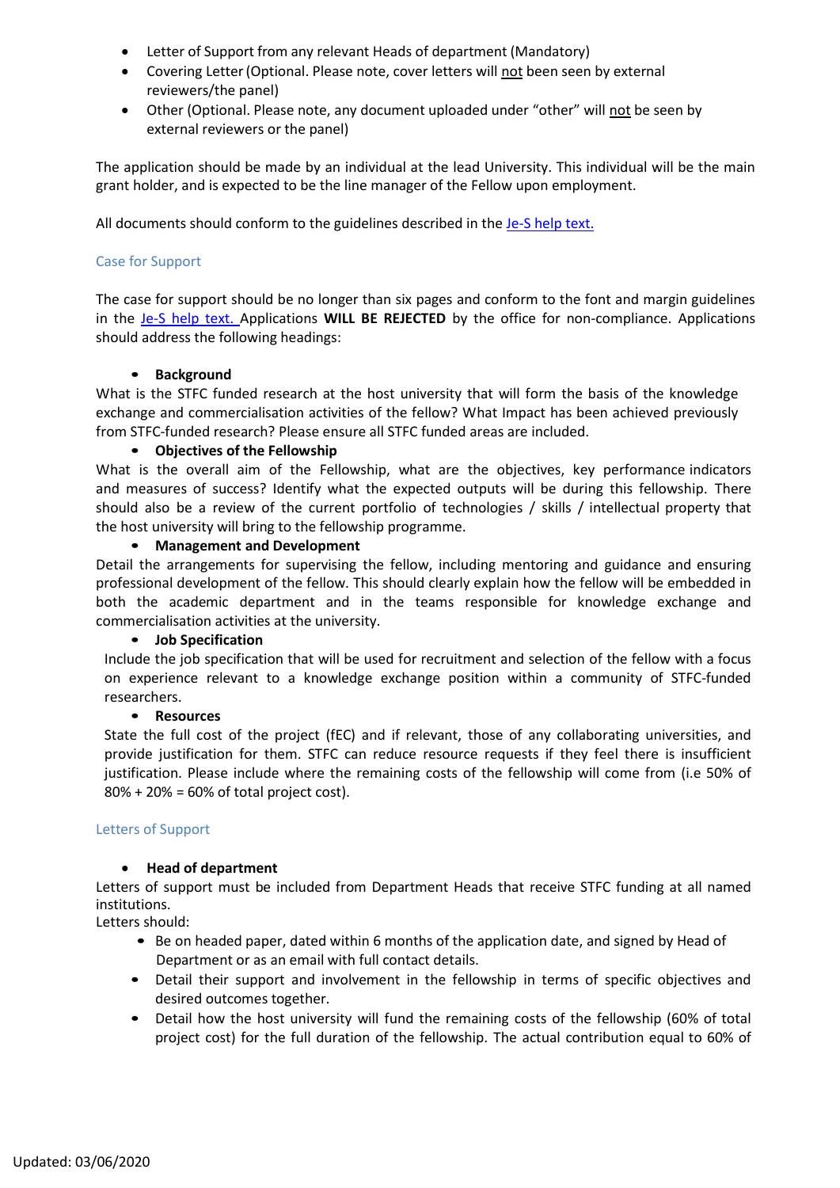- Letter of Support from any relevant Heads of department (Mandatory)
- Covering Letter (Optional. Please note, cover letters will not been seen by external reviewers/the panel)
- Other (Optional. Please note, any document uploaded under "other" will not be seen by external reviewers or the panel)

The application should be made by an individual at the lead University. This individual will be the main grant holder, and is expected to be the line manager of the Fellow upon employment.

All documents should conform to the guidelines described in the Je-S help text.

## Case for Support

The case for support should be no longer than six pages and conform to the font and margin guidelines in the Je-S help text. Applications **WILL BE REJECTED** by the office for non-compliance. Applications should address the following headings:

- **Background**

What is the STFC funded research at the host university that will form the basis of the knowledge exchange and commercialisation activities of the fellow? What Impact has been achieved previously from STFC-funded research? Please ensure all STFC funded areas are included.

- **Objectives of the Fellowship**

What is the overall aim of the Fellowship, what are the objectives, key performance indicators and measures of success? Identify what the expected outputs will be during this fellowship. There should also be a review of the current portfolio of technologies / skills / intellectual property that the host university will bring to the fellowship programme.

- **Management and Development**

Detail the arrangements for supervising the fellow, including mentoring and guidance and ensuring professional development of the fellow. This should clearly explain how the fellow will be embedded in both the academic department and in the teams responsible for knowledge exchange and commercialisation activities at the university.

- **Job Specification**

Include the job specification that will be used for recruitment and selection of the fellow with a focus on experience relevant to a knowledge exchange position within a community of STFC-funded researchers.

- **Resources**

State the full cost of the project (fEC) and if relevant, those of any collaborating universities, and provide justification for them. STFC can reduce resource requests if they feel there is insufficient justification. Please include where the remaining costs of the fellowship will come from (i.e 50% of 80% + 20% = 60% of total project cost).

## Letters of Support

- **Head of department**

Letters of support must be included from Department Heads that receive STFC funding at all named institutions.

Letters should:

- Be on headed paper, dated within 6 months of the application date, and signed by Head of Department or as an email with full contact details.
- Detail their support and involvement in the fellowship in terms of specific objectives and desired outcomes together.
- Detail how the host university will fund the remaining costs of the fellowship (60% of total project cost) for the full duration of the fellowship. The actual contribution equal to 60% of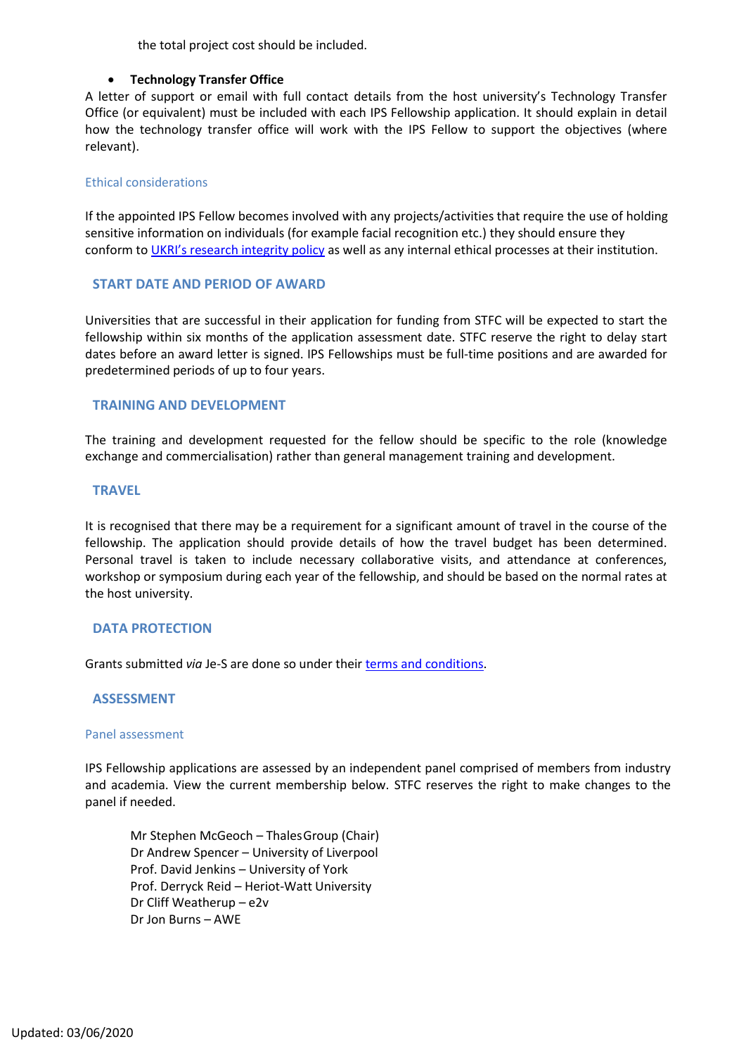the total project cost should be included.

- **Technology Transfer Office**

A letter of support or email with full contact details from the host university's Technology Transfer Office (or equivalent) must be included with each IPS Fellowship application. It should explain in detail how the technology transfer office will work with the IPS Fellow to support the objectives (where relevant).

### Ethical considerations

If the appointed IPS Fellow becomes involved with any projects/activities that require the use of holding sensitive information on individuals (for example facial recognition etc.) they should ensure they conform to [UKRI's research integrity policy]() as well as any internal ethical processes at their institution.

## START DATE AND PERIOD OF AWARD

Universities that are successful in their application for funding from STFC will be expected to start the fellowship within six months of the application assessment date. STFC reserve the right to delay start dates before an award letter is signed. IPS Fellowships must be full-time positions and are awarded for predetermined periods of up to four years.

## TRAINING AND DEVELOPMENT

The training and development requested for the fellow should be specific to the role (knowledge exchange and commercialisation) rather than general management training and development.

## TRAVEL

It is recognised that there may be a requirement for a significant amount of travel in the course of the fellowship. The application should provide details of how the travel budget has been determined. Personal travel is taken to include necessary collaborative visits, and attendance at conferences, workshop or symposium during each year of the fellowship, and should be based on the normal rates at the host university.

## DATA PROTECTION

Grants submitted *via* Je-S are done so under their [terms and conditions]().

## ASSESSMENT

### Panel assessment

IPS Fellowship applications are assessed by an independent panel comprised of members from industry and academia. View the current membership below. STFC reserves the right to make changes to the panel if needed.

Mr Stephen McGeoch – Thales Group (Chair)
Dr Andrew Spencer – University of Liverpool
Prof. David Jenkins – University of York
Prof. Derryck Reid – Heriot-Watt University
Dr Cliff Weatherup – e2v
Dr Jon Burns – AWE

Updated: 03/06/2020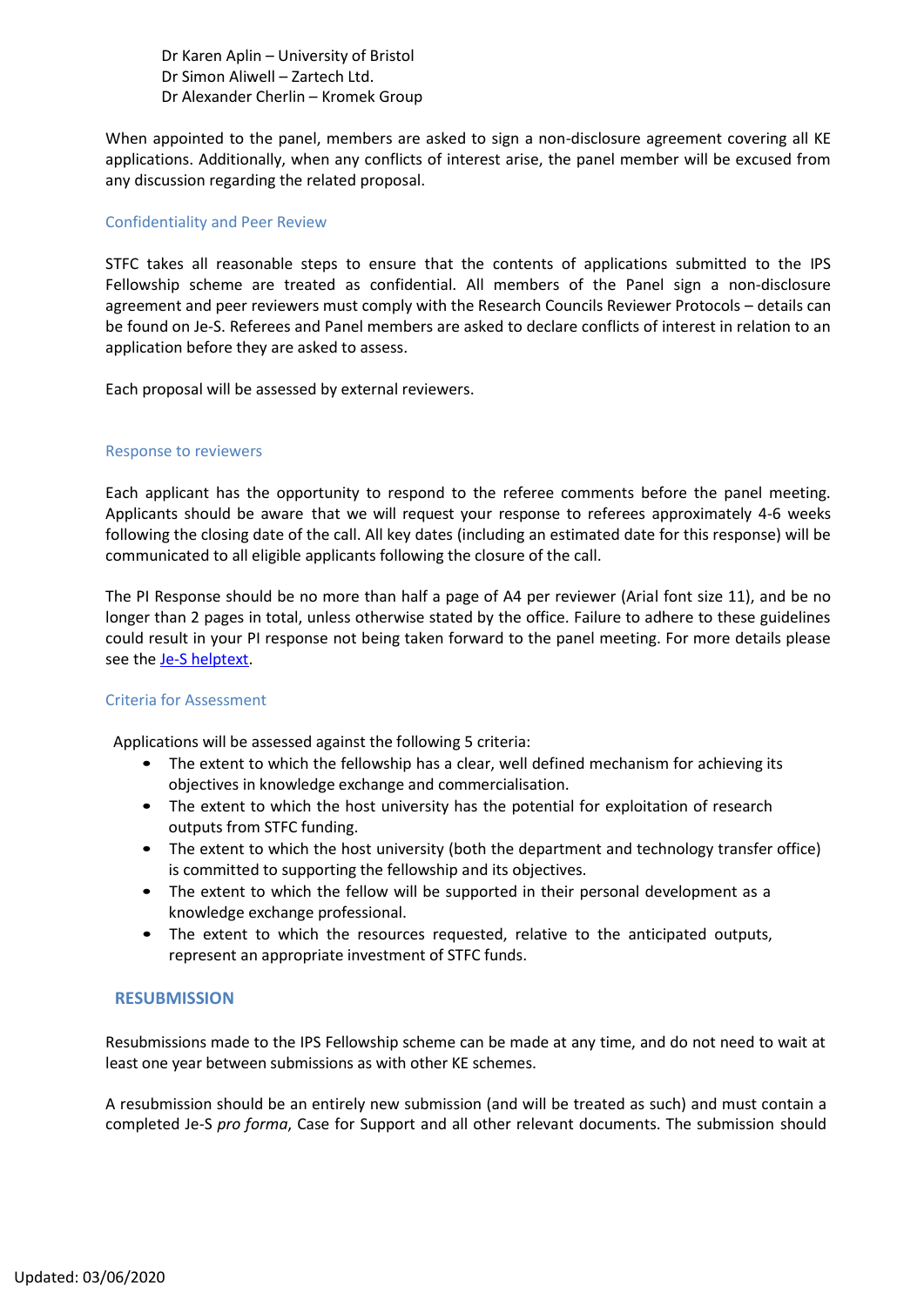Dr Karen Aplin – University of Bristol
Dr Simon Aliwell – Zartech Ltd.
Dr Alexander Cherlin – Kromek Group

When appointed to the panel, members are asked to sign a non-disclosure agreement covering all KE applications. Additionally, when any conflicts of interest arise, the panel member will be excused from any discussion regarding the related proposal.

### Confidentiality and Peer Review

STFC takes all reasonable steps to ensure that the contents of applications submitted to the IPS Fellowship scheme are treated as confidential. All members of the Panel sign a non-disclosure agreement and peer reviewers must comply with the Research Councils Reviewer Protocols – details can be found on Je-S. Referees and Panel members are asked to declare conflicts of interest in relation to an application before they are asked to assess.

Each proposal will be assessed by external reviewers.

### Response to reviewers

Each applicant has the opportunity to respond to the referee comments before the panel meeting. Applicants should be aware that we will request your response to referees approximately 4-6 weeks following the closing date of the call. All key dates (including an estimated date for this response) will be communicated to all eligible applicants following the closure of the call.

The PI Response should be no more than half a page of A4 per reviewer (Arial font size 11), and be no longer than 2 pages in total, unless otherwise stated by the office. Failure to adhere to these guidelines could result in your PI response not being taken forward to the panel meeting. For more details please see the Je-S helptext.

### Criteria for Assessment

Applications will be assessed against the following 5 criteria:

- The extent to which the fellowship has a clear, well defined mechanism for achieving its objectives in knowledge exchange and commercialisation.
- The extent to which the host university has the potential for exploitation of research outputs from STFC funding.
- The extent to which the host university (both the department and technology transfer office) is committed to supporting the fellowship and its objectives.
- The extent to which the fellow will be supported in their personal development as a knowledge exchange professional.
- The extent to which the resources requested, relative to the anticipated outputs, represent an appropriate investment of STFC funds.

## RESUBMISSION

Resubmissions made to the IPS Fellowship scheme can be made at any time, and do not need to wait at least one year between submissions as with other KE schemes.

A resubmission should be an entirely new submission (and will be treated as such) and must contain a completed Je-S *pro forma*, Case for Support and all other relevant documents. The submission should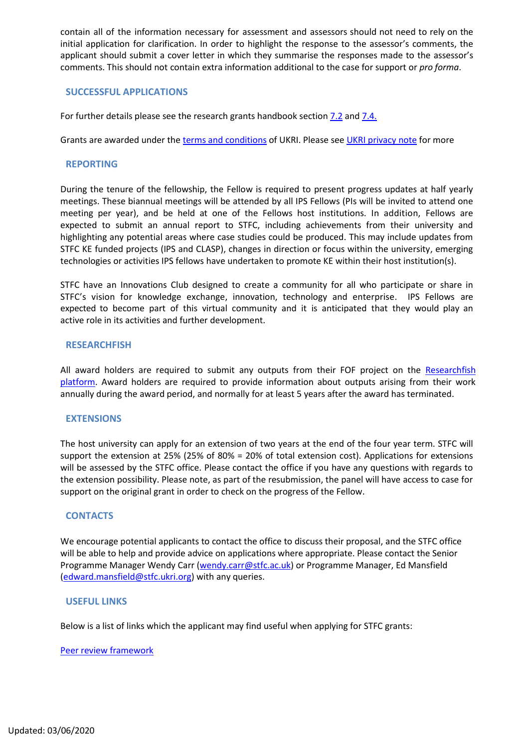contain all of the information necessary for assessment and assessors should not need to rely on the initial application for clarification. In order to highlight the response to the assessor's comments, the applicant should submit a cover letter in which they summarise the responses made to the assessor's comments. This should not contain extra information additional to the case for support or *pro forma*.

## SUCCESSFUL APPLICATIONS

For further details please see the research grants handbook section [7.2](#) and [7.4.](#)

Grants are awarded under the [terms and conditions](#) of UKRI. Please see [UKRI privacy note](#) for more

## REPORTING

During the tenure of the fellowship, the Fellow is required to present progress updates at half yearly meetings. These biannual meetings will be attended by all IPS Fellows (PIs will be invited to attend one meeting per year), and be held at one of the Fellows host institutions. In addition, Fellows are expected to submit an annual report to STFC, including achievements from their university and highlighting any potential areas where case studies could be produced. This may include updates from STFC KE funded projects (IPS and CLASP), changes in direction or focus within the university, emerging technologies or activities IPS fellows have undertaken to promote KE within their host institution(s).

STFC have an Innovations Club designed to create a community for all who participate or share in STFC's vision for knowledge exchange, innovation, technology and enterprise. IPS Fellows are expected to become part of this virtual community and it is anticipated that they would play an active role in its activities and further development.

## RESEARCHFISH

All award holders are required to submit any outputs from their FOF project on the [Researchfish platform](#). Award holders are required to provide information about outputs arising from their work annually during the award period, and normally for at least 5 years after the award has terminated.

## EXTENSIONS

The host university can apply for an extension of two years at the end of the four year term. STFC will support the extension at 25% (25% of 80% = 20% of total extension cost). Applications for extensions will be assessed by the STFC office. Please contact the office if you have any questions with regards to the extension possibility. Please note, as part of the resubmission, the panel will have access to case for support on the original grant in order to check on the progress of the Fellow.

## CONTACTS

We encourage potential applicants to contact the office to discuss their proposal, and the STFC office will be able to help and provide advice on applications where appropriate. Please contact the Senior Programme Manager Wendy Carr (wendy.carr@stfc.ac.uk) or Programme Manager, Ed Mansfield (edward.mansfield@stfc.ukri.org) with any queries.

## USEFUL LINKS

Below is a list of links which the applicant may find useful when applying for STFC grants:

[Peer review framework](#)

Updated: 03/06/2020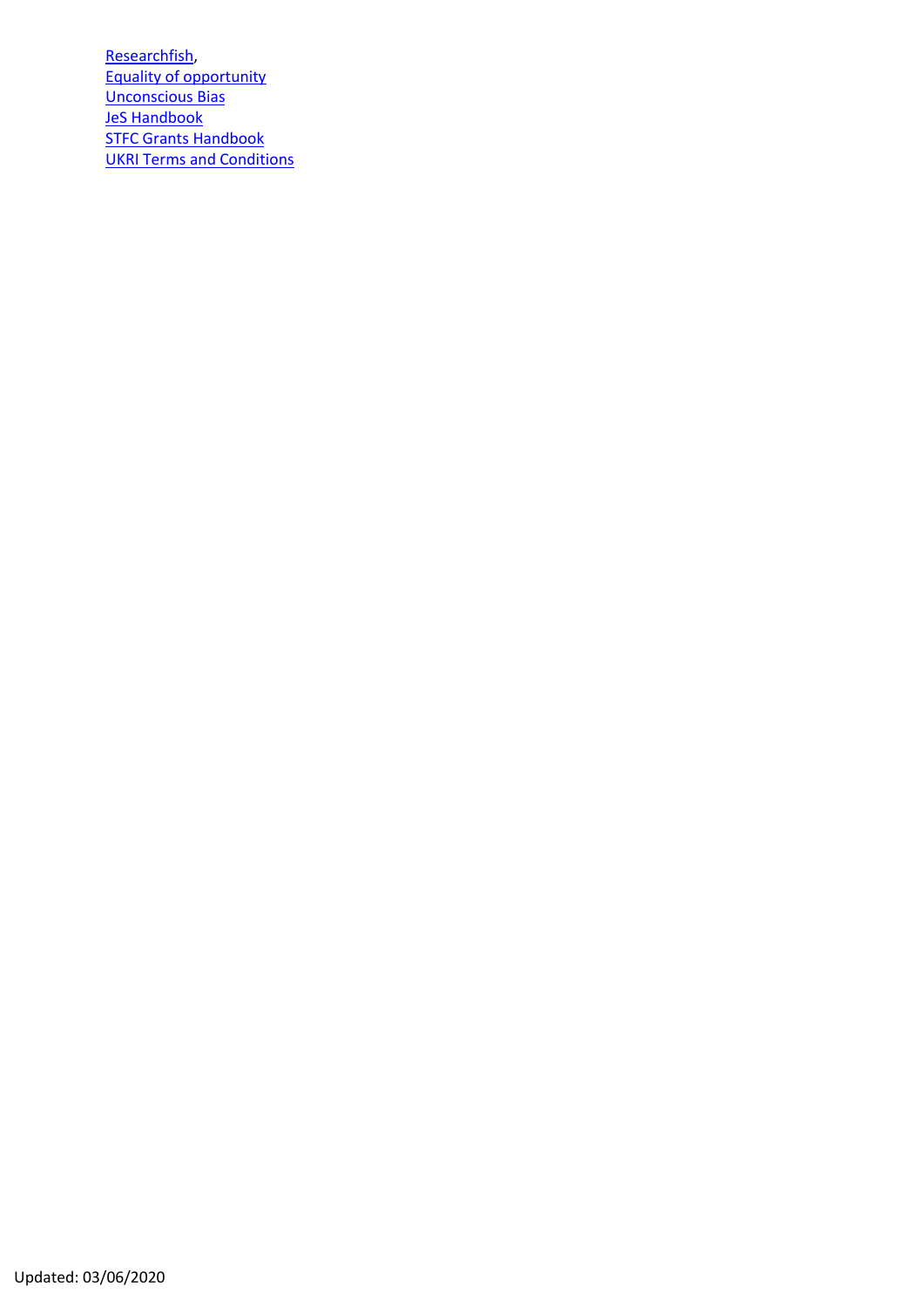Researchfish,
Equality of opportunity
Unconscious Bias
JeS Handbook
STFC Grants Handbook
UKRI Terms and Conditions

Updated: 03/06/2020